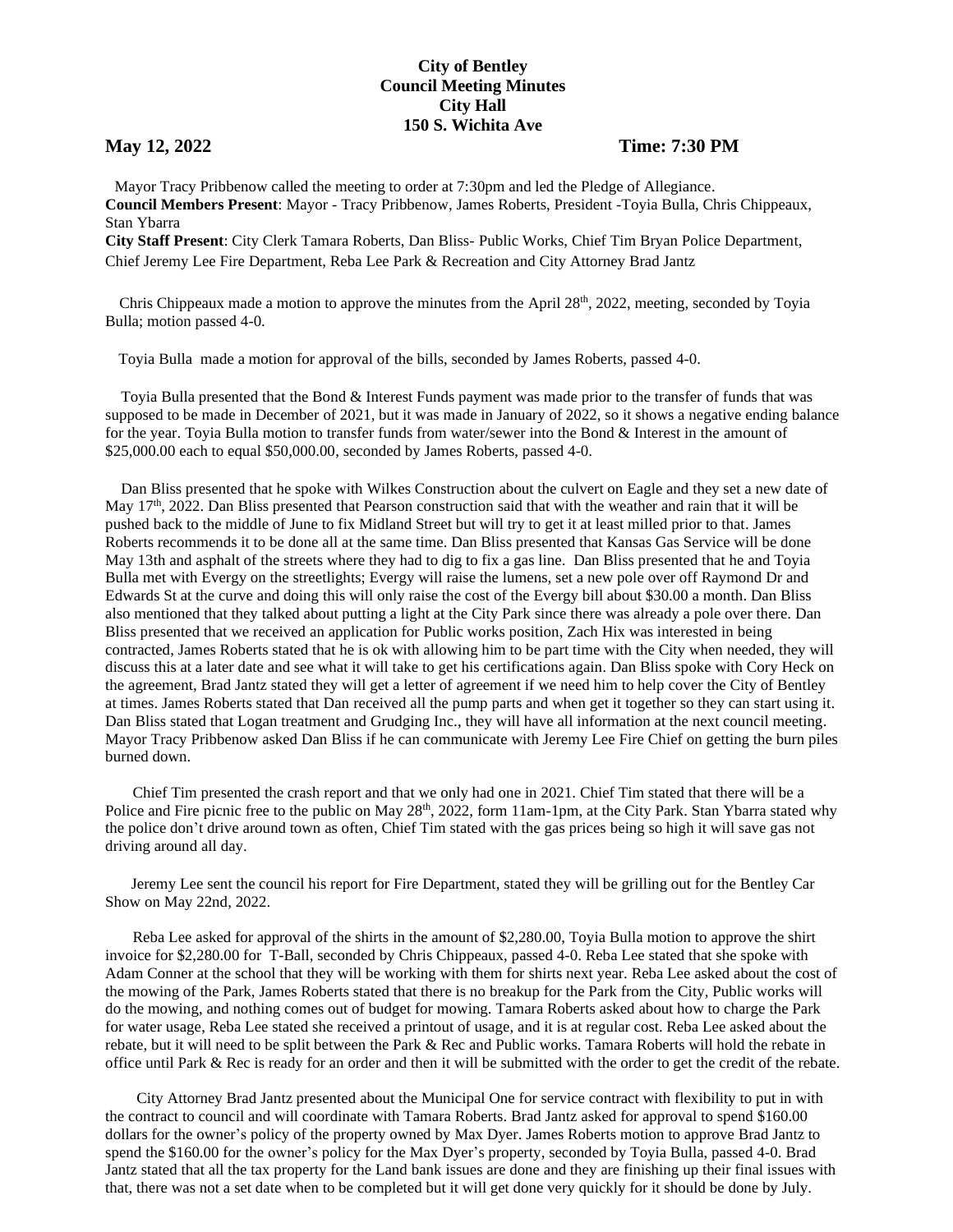**City of Bentley**
**Council Meeting Minutes**
**City Hall**
**150 S. Wichita Ave**

**May 12, 2022** **Time: 7:30 PM**

Mayor Tracy Pribbenow called the meeting to order at 7:30pm and led the Pledge of Allegiance.
**Council Members Present**: Mayor - Tracy Pribbenow, James Roberts, President -Toyia Bulla, Chris Chippeaux, Stan Ybarra
**City Staff Present**: City Clerk Tamara Roberts, Dan Bliss- Public Works, Chief Tim Bryan Police Department, Chief Jeremy Lee Fire Department, Reba Lee Park & Recreation and City Attorney Brad Jantz

Chris Chippeaux made a motion to approve the minutes from the April 28th, 2022, meeting, seconded by Toyia Bulla; motion passed 4-0.

Toyia Bulla made a motion for approval of the bills, seconded by James Roberts, passed 4-0.

Toyia Bulla presented that the Bond & Interest Funds payment was made prior to the transfer of funds that was supposed to be made in December of 2021, but it was made in January of 2022, so it shows a negative ending balance for the year. Toyia Bulla motion to transfer funds from water/sewer into the Bond & Interest in the amount of $25,000.00 each to equal $50,000.00, seconded by James Roberts, passed 4-0.

Dan Bliss presented that he spoke with Wilkes Construction about the culvert on Eagle and they set a new date of May 17th, 2022. Dan Bliss presented that Pearson construction said that with the weather and rain that it will be pushed back to the middle of June to fix Midland Street but will try to get it at least milled prior to that. James Roberts recommends it to be done all at the same time. Dan Bliss presented that Kansas Gas Service will be done May 13th and asphalt of the streets where they had to dig to fix a gas line. Dan Bliss presented that he and Toyia Bulla met with Evergy on the streetlights; Evergy will raise the lumens, set a new pole over off Raymond Dr and Edwards St at the curve and doing this will only raise the cost of the Evergy bill about $30.00 a month. Dan Bliss also mentioned that they talked about putting a light at the City Park since there was already a pole over there. Dan Bliss presented that we received an application for Public works position, Zach Hix was interested in being contracted, James Roberts stated that he is ok with allowing him to be part time with the City when needed, they will discuss this at a later date and see what it will take to get his certifications again. Dan Bliss spoke with Cory Heck on the agreement, Brad Jantz stated they will get a letter of agreement if we need him to help cover the City of Bentley at times. James Roberts stated that Dan received all the pump parts and when get it together so they can start using it. Dan Bliss stated that Logan treatment and Grudging Inc., they will have all information at the next council meeting. Mayor Tracy Pribbenow asked Dan Bliss if he can communicate with Jeremy Lee Fire Chief on getting the burn piles burned down.

Chief Tim presented the crash report and that we only had one in 2021. Chief Tim stated that there will be a Police and Fire picnic free to the public on May 28th, 2022, form 11am-1pm, at the City Park. Stan Ybarra stated why the police don't drive around town as often, Chief Tim stated with the gas prices being so high it will save gas not driving around all day.

Jeremy Lee sent the council his report for Fire Department, stated they will be grilling out for the Bentley Car Show on May 22nd, 2022.

Reba Lee asked for approval of the shirts in the amount of $2,280.00, Toyia Bulla motion to approve the shirt invoice for $2,280.00 for T-Ball, seconded by Chris Chippeaux, passed 4-0. Reba Lee stated that she spoke with Adam Conner at the school that they will be working with them for shirts next year. Reba Lee asked about the cost of the mowing of the Park, James Roberts stated that there is no breakup for the Park from the City, Public works will do the mowing, and nothing comes out of budget for mowing. Tamara Roberts asked about how to charge the Park for water usage, Reba Lee stated she received a printout of usage, and it is at regular cost. Reba Lee asked about the rebate, but it will need to be split between the Park & Rec and Public works. Tamara Roberts will hold the rebate in office until Park & Rec is ready for an order and then it will be submitted with the order to get the credit of the rebate.

City Attorney Brad Jantz presented about the Municipal One for service contract with flexibility to put in with the contract to council and will coordinate with Tamara Roberts. Brad Jantz asked for approval to spend $160.00 dollars for the owner's policy of the property owned by Max Dyer. James Roberts motion to approve Brad Jantz to spend the $160.00 for the owner's policy for the Max Dyer's property, seconded by Toyia Bulla, passed 4-0. Brad Jantz stated that all the tax property for the Land bank issues are done and they are finishing up their final issues with that, there was not a set date when to be completed but it will get done very quickly for it should be done by July.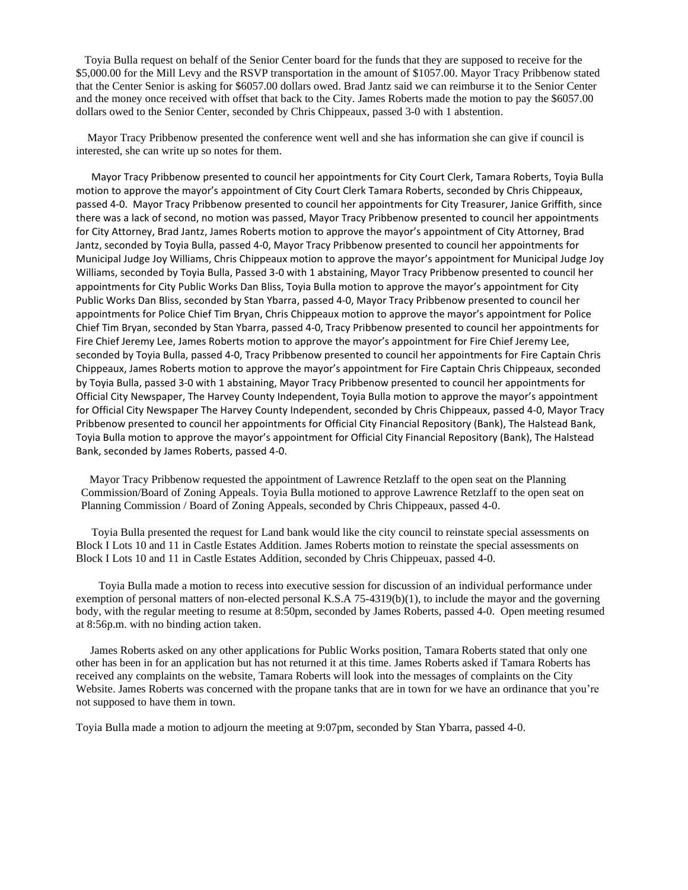Toyia Bulla request on behalf of the Senior Center board for the funds that they are supposed to receive for the $5,000.00 for the Mill Levy and the RSVP transportation in the amount of $1057.00. Mayor Tracy Pribbenow stated that the Center Senior is asking for $6057.00 dollars owed. Brad Jantz said we can reimburse it to the Senior Center and the money once received with offset that back to the City. James Roberts made the motion to pay the $6057.00 dollars owed to the Senior Center, seconded by Chris Chippeaux, passed 3-0 with 1 abstention.

Mayor Tracy Pribbenow presented the conference went well and she has information she can give if council is interested, she can write up so notes for them.

Mayor Tracy Pribbenow presented to council her appointments for City Court Clerk, Tamara Roberts, Toyia Bulla motion to approve the mayor's appointment of City Court Clerk Tamara Roberts, seconded by Chris Chippeaux, passed 4-0. Mayor Tracy Pribbenow presented to council her appointments for City Treasurer, Janice Griffith, since there was a lack of second, no motion was passed, Mayor Tracy Pribbenow presented to council her appointments for City Attorney, Brad Jantz, James Roberts motion to approve the mayor's appointment of City Attorney, Brad Jantz, seconded by Toyia Bulla, passed 4-0, Mayor Tracy Pribbenow presented to council her appointments for Municipal Judge Joy Williams, Chris Chippeaux motion to approve the mayor's appointment for Municipal Judge Joy Williams, seconded by Toyia Bulla, Passed 3-0 with 1 abstaining, Mayor Tracy Pribbenow presented to council her appointments for City Public Works Dan Bliss, Toyia Bulla motion to approve the mayor's appointment for City Public Works Dan Bliss, seconded by Stan Ybarra, passed 4-0, Mayor Tracy Pribbenow presented to council her appointments for Police Chief Tim Bryan, Chris Chippeaux motion to approve the mayor's appointment for Police Chief Tim Bryan, seconded by Stan Ybarra, passed 4-0, Tracy Pribbenow presented to council her appointments for Fire Chief Jeremy Lee, James Roberts motion to approve the mayor's appointment for Fire Chief Jeremy Lee, seconded by Toyia Bulla, passed 4-0, Tracy Pribbenow presented to council her appointments for Fire Captain Chris Chippeaux, James Roberts motion to approve the mayor's appointment for Fire Captain Chris Chippeaux, seconded by Toyia Bulla, passed 3-0 with 1 abstaining, Mayor Tracy Pribbenow presented to council her appointments for Official City Newspaper, The Harvey County Independent, Toyia Bulla motion to approve the mayor's appointment for Official City Newspaper The Harvey County Independent, seconded by Chris Chippeaux, passed 4-0, Mayor Tracy Pribbenow presented to council her appointments for Official City Financial Repository (Bank), The Halstead Bank, Toyia Bulla motion to approve the mayor's appointment for Official City Financial Repository (Bank), The Halstead Bank, seconded by James Roberts, passed 4-0.

Mayor Tracy Pribbenow requested the appointment of Lawrence Retzlaff to the open seat on the Planning Commission/Board of Zoning Appeals. Toyia Bulla motioned to approve Lawrence Retzlaff to the open seat on Planning Commission / Board of Zoning Appeals, seconded by Chris Chippeaux, passed 4-0.

Toyia Bulla presented the request for Land bank would like the city council to reinstate special assessments on Block I Lots 10 and 11 in Castle Estates Addition. James Roberts motion to reinstate the special assessments on Block I Lots 10 and 11 in Castle Estates Addition, seconded by Chris Chippeuax, passed 4-0.

Toyia Bulla made a motion to recess into executive session for discussion of an individual performance under exemption of personal matters of non-elected personal K.S.A 75-4319(b)(1), to include the mayor and the governing body, with the regular meeting to resume at 8:50pm, seconded by James Roberts, passed 4-0. Open meeting resumed at 8:56p.m. with no binding action taken.

James Roberts asked on any other applications for Public Works position, Tamara Roberts stated that only one other has been in for an application but has not returned it at this time. James Roberts asked if Tamara Roberts has received any complaints on the website, Tamara Roberts will look into the messages of complaints on the City Website. James Roberts was concerned with the propane tanks that are in town for we have an ordinance that you're not supposed to have them in town.

Toyia Bulla made a motion to adjourn the meeting at 9:07pm, seconded by Stan Ybarra, passed 4-0.